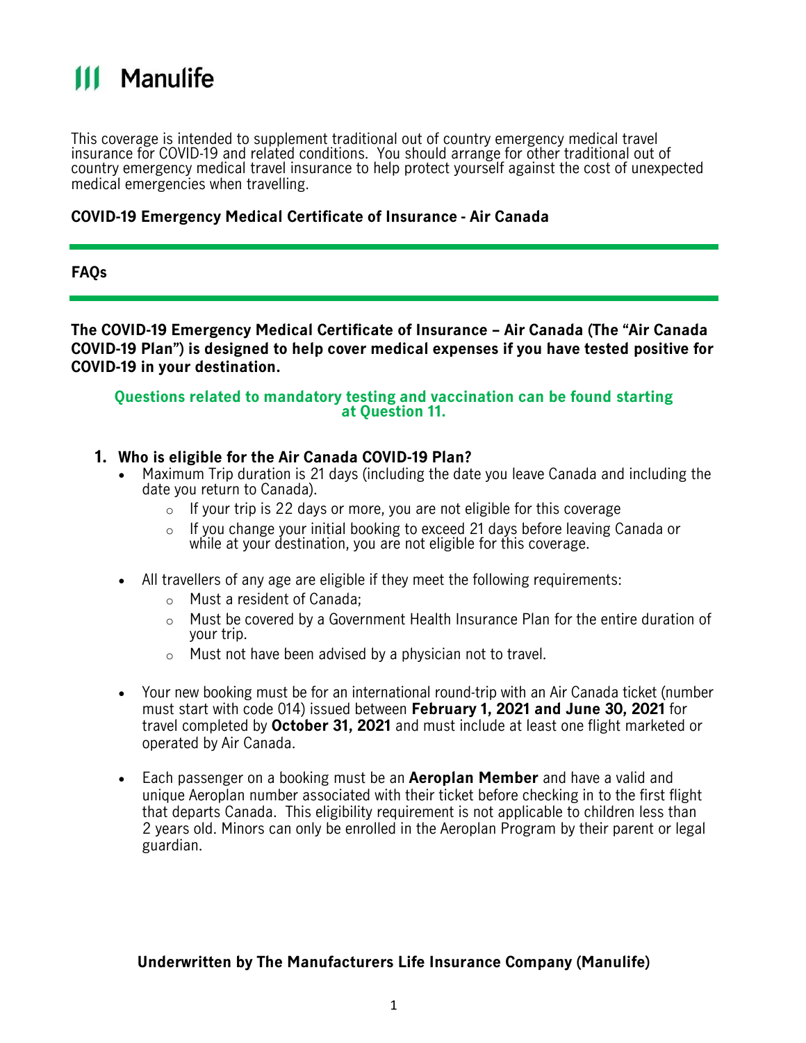Manulife

This coverage is intended to supplement traditional out of country emergency medical travel insurance for COVID-19 and related conditions. You should arrange for other traditional out of country emergency medical travel insurance to help protect yourself against the cost of unexpected medical emergencies when travelling.

**COVID-19 Emergency Medical Certificate of Insurance - Air Canada**

**FAQs**

**The COVID-19 Emergency Medical Certificate of Insurance – Air Canada (The "Air Canada COVID-19 Plan") is designed to help cover medical expenses if you have tested positive for COVID-19 in your destination.**

**Questions related to mandatory testing and vaccination can be found starting at Question 11.**

1. **Who is eligible for the Air Canada COVID-19 Plan?**
   - Maximum Trip duration is 21 days (including the date you leave Canada and including the date you return to Canada).
     - If your trip is 22 days or more, you are not eligible for this coverage
     - If you change your initial booking to exceed 21 days before leaving Canada or while at your destination, you are not eligible for this coverage.
   - All travellers of any age are eligible if they meet the following requirements:
     - Must a resident of Canada;
     - Must be covered by a Government Health Insurance Plan for the entire duration of your trip.
     - Must not have been advised by a physician not to travel.
   - Your new booking must be for an international round-trip with an Air Canada ticket (number must start with code 014) issued between **February 1, 2021 and June 30, 2021** for travel completed by **October 31, 2021** and must include at least one flight marketed or operated by Air Canada.
   - Each passenger on a booking must be an **Aeroplan Member** and have a valid and unique Aeroplan number associated with their ticket before checking in to the first flight that departs Canada. This eligibility requirement is not applicable to children less than 2 years old. Minors can only be enrolled in the Aeroplan Program by their parent or legal guardian.

**Underwritten by The Manufacturers Life Insurance Company (Manulife)**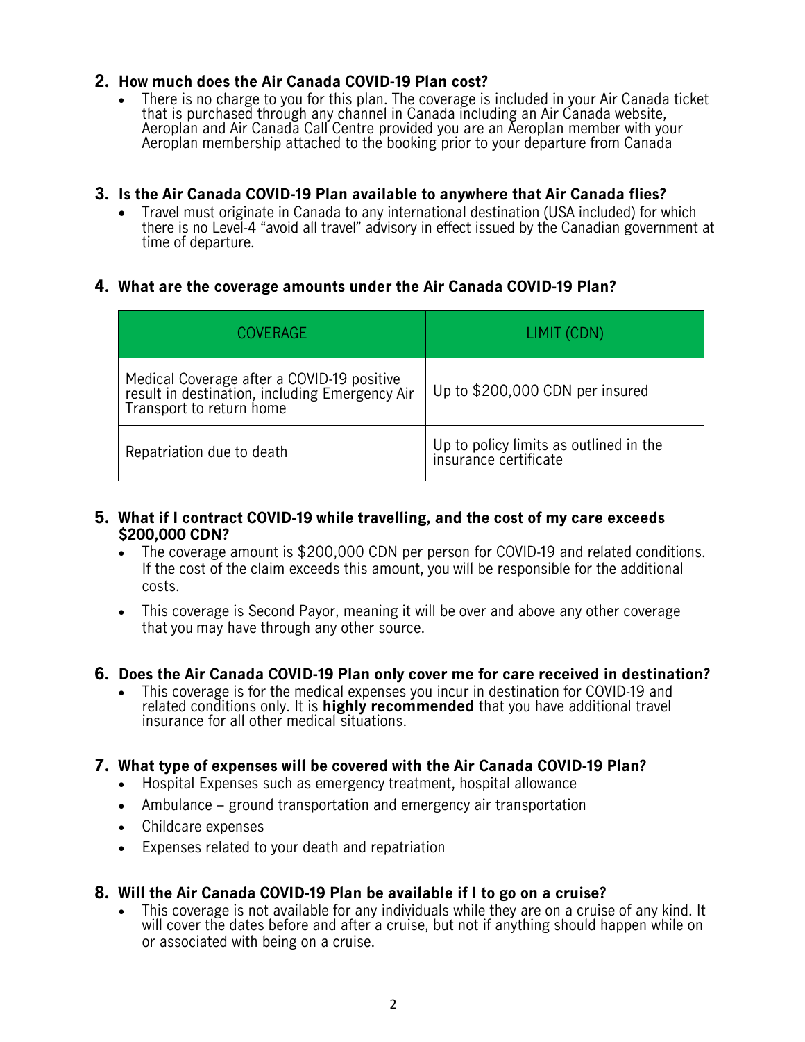**2. How much does the Air Canada COVID-19 Plan cost?**

- There is no charge to you for this plan. The coverage is included in your Air Canada ticket that is purchased through any channel in Canada including an Air Canada website, Aeroplan and Air Canada Call Centre provided you are an Aeroplan member with your Aeroplan membership attached to the booking prior to your departure from Canada

**3. Is the Air Canada COVID-19 Plan available to anywhere that Air Canada flies?**

- Travel must originate in Canada to any international destination (USA included) for which there is no Level-4 "avoid all travel" advisory in effect issued by the Canadian government at time of departure.

**4. What are the coverage amounts under the Air Canada COVID-19 Plan?**

| COVERAGE | LIMIT (CDN) |
|---|---|
| Medical Coverage after a COVID-19 positive result in destination, including Emergency Air Transport to return home | Up to $200,000 CDN per insured |
| Repatriation due to death | Up to policy limits as outlined in the insurance certificate |

**5. What if I contract COVID-19 while travelling, and the cost of my care exceeds $200,000 CDN?**

- The coverage amount is $200,000 CDN per person for COVID-19 and related conditions. If the cost of the claim exceeds this amount, you will be responsible for the additional costs.
- This coverage is Second Payor, meaning it will be over and above any other coverage that you may have through any other source.

**6. Does the Air Canada COVID-19 Plan only cover me for care received in destination?**

- This coverage is for the medical expenses you incur in destination for COVID-19 and related conditions only. It is **highly recommended** that you have additional travel insurance for all other medical situations.

**7. What type of expenses will be covered with the Air Canada COVID-19 Plan?**

- Hospital Expenses such as emergency treatment, hospital allowance
- Ambulance – ground transportation and emergency air transportation
- Childcare expenses
- Expenses related to your death and repatriation

**8. Will the Air Canada COVID-19 Plan be available if I to go on a cruise?**

- This coverage is not available for any individuals while they are on a cruise of any kind. It will cover the dates before and after a cruise, but not if anything should happen while on or associated with being on a cruise.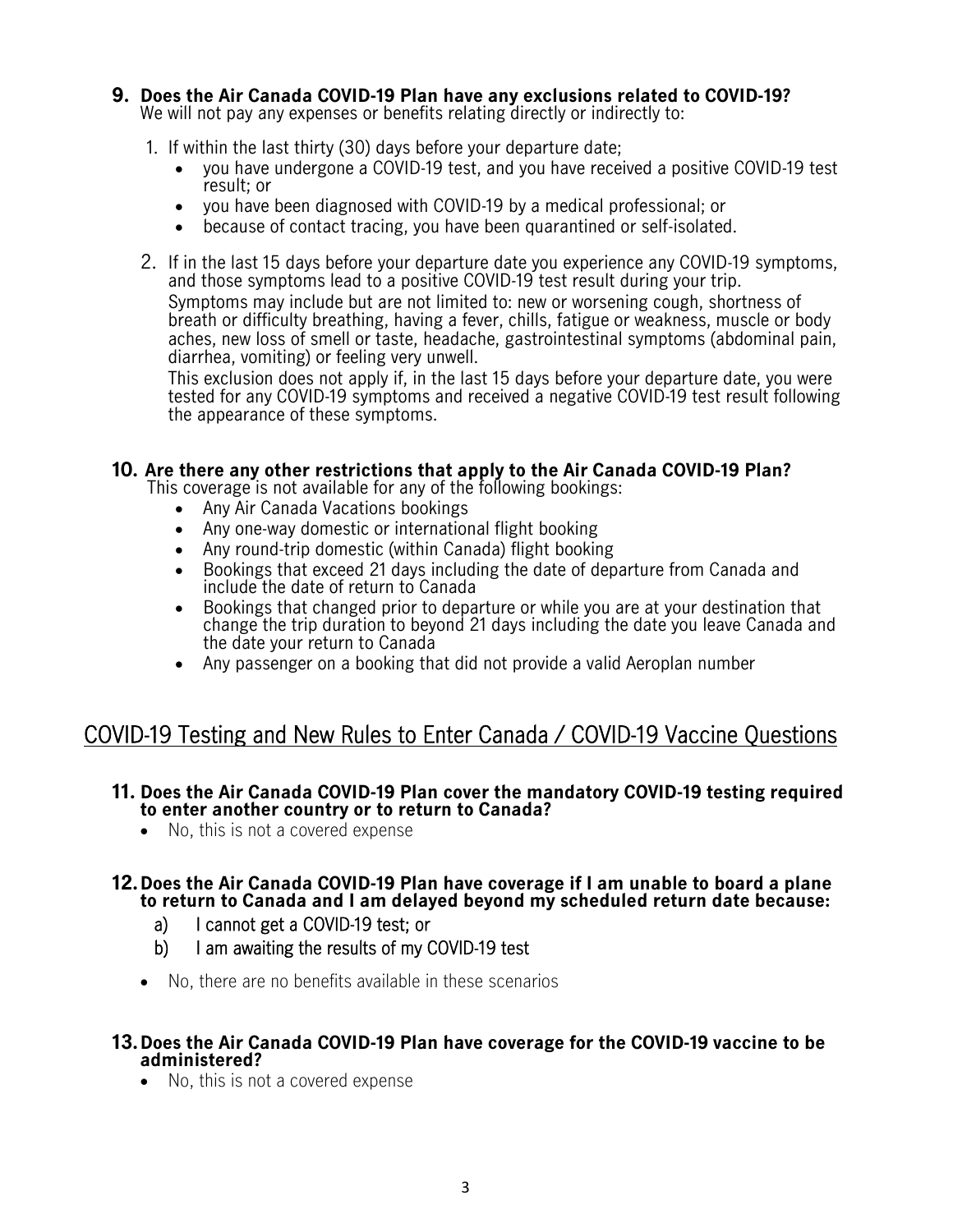### 9. Does the Air Canada COVID-19 Plan have any exclusions related to COVID-19?

We will not pay any expenses or benefits relating directly or indirectly to:

1. If within the last thirty (30) days before your departure date;
   - you have undergone a COVID-19 test, and you have received a positive COVID-19 test result; or
   - you have been diagnosed with COVID-19 by a medical professional; or
   - because of contact tracing, you have been quarantined or self-isolated.
2. If in the last 15 days before your departure date you experience any COVID-19 symptoms, and those symptoms lead to a positive COVID-19 test result during your trip.

   Symptoms may include but are not limited to: new or worsening cough, shortness of breath or difficulty breathing, having a fever, chills, fatigue or weakness, muscle or body aches, new loss of smell or taste, headache, gastrointestinal symptoms (abdominal pain, diarrhea, vomiting) or feeling very unwell.

   This exclusion does not apply if, in the last 15 days before your departure date, you were tested for any COVID-19 symptoms and received a negative COVID-19 test result following the appearance of these symptoms.

### 10. Are there any other restrictions that apply to the Air Canada COVID-19 Plan?

This coverage is not available for any of the following bookings:

- Any Air Canada Vacations bookings
- Any one-way domestic or international flight booking
- Any round-trip domestic (within Canada) flight booking
- Bookings that exceed 21 days including the date of departure from Canada and include the date of return to Canada
- Bookings that changed prior to departure or while you are at your destination that change the trip duration to beyond 21 days including the date you leave Canada and the date your return to Canada
- Any passenger on a booking that did not provide a valid Aeroplan number

## COVID-19 Testing and New Rules to Enter Canada / COVID-19 Vaccine Questions

### 11. Does the Air Canada COVID-19 Plan cover the mandatory COVID-19 testing required to enter another country or to return to Canada?

- No, this is not a covered expense

### 12. Does the Air Canada COVID-19 Plan have coverage if I am unable to board a plane to return to Canada and I am delayed beyond my scheduled return date because:

a) I cannot get a COVID-19 test; or

b) I am awaiting the results of my COVID-19 test

- No, there are no benefits available in these scenarios

### 13. Does the Air Canada COVID-19 Plan have coverage for the COVID-19 vaccine to be administered?

- No, this is not a covered expense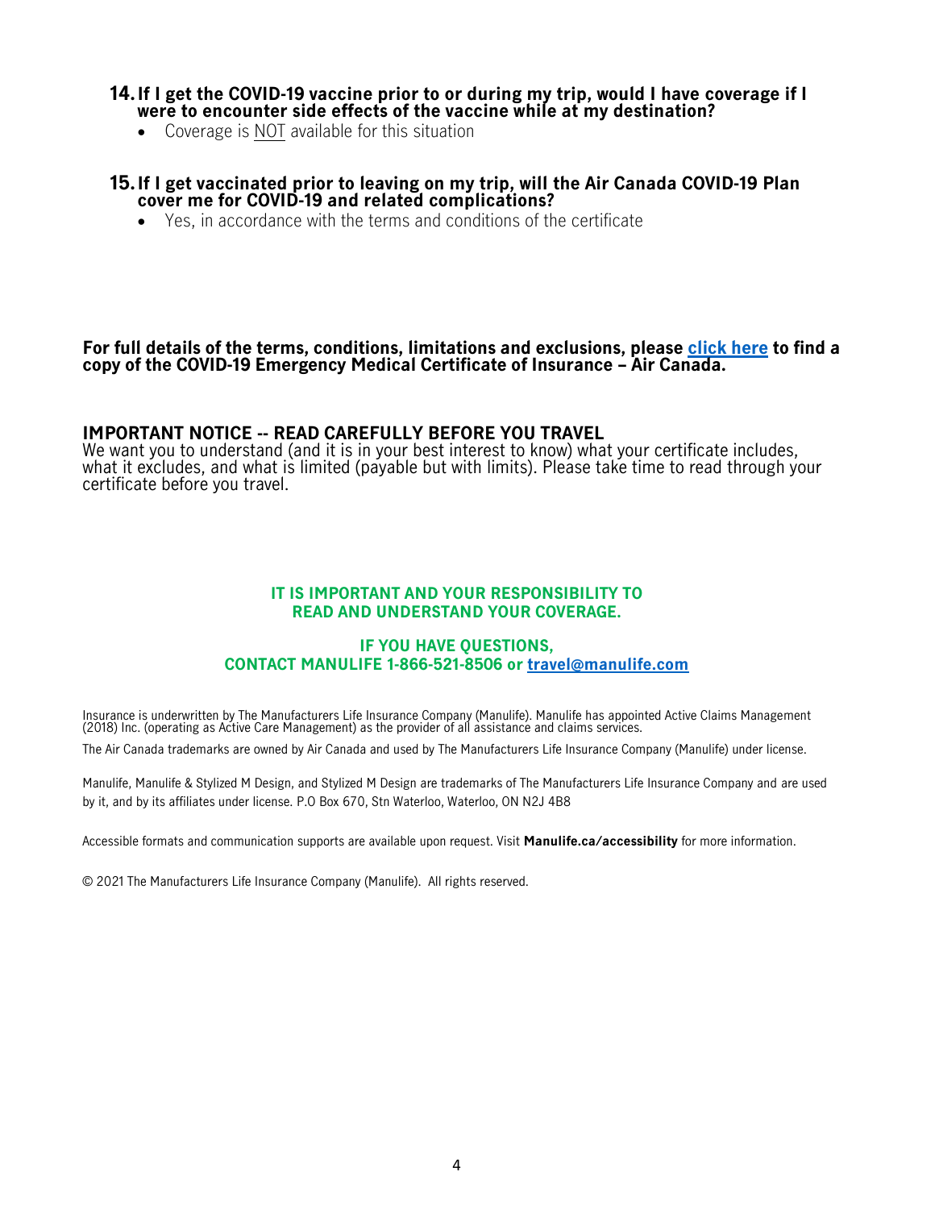**14. If I get the COVID-19 vaccine prior to or during my trip, would I have coverage if I were to encounter side effects of the vaccine while at my destination?**

- Coverage is NOT available for this situation

**15. If I get vaccinated prior to leaving on my trip, will the Air Canada COVID-19 Plan cover me for COVID-19 and related complications?**

- Yes, in accordance with the terms and conditions of the certificate

**For full details of the terms, conditions, limitations and exclusions, please click here to find a copy of the COVID-19 Emergency Medical Certificate of Insurance – Air Canada.**

**IMPORTANT NOTICE -- READ CAREFULLY BEFORE YOU TRAVEL**

We want you to understand (and it is in your best interest to know) what your certificate includes, what it excludes, and what is limited (payable but with limits). Please take time to read through your certificate before you travel.

**IT IS IMPORTANT AND YOUR RESPONSIBILITY TO READ AND UNDERSTAND YOUR COVERAGE.**

**IF YOU HAVE QUESTIONS, CONTACT MANULIFE 1-866-521-8506 or travel@manulife.com**

Insurance is underwritten by The Manufacturers Life Insurance Company (Manulife). Manulife has appointed Active Claims Management (2018) Inc. (operating as Active Care Management) as the provider of all assistance and claims services.

The Air Canada trademarks are owned by Air Canada and used by The Manufacturers Life Insurance Company (Manulife) under license.

Manulife, Manulife & Stylized M Design, and Stylized M Design are trademarks of The Manufacturers Life Insurance Company and are used by it, and by its affiliates under license. P.O Box 670, Stn Waterloo, Waterloo, ON N2J 4B8

Accessible formats and communication supports are available upon request. Visit **Manulife.ca/accessibility** for more information.

© 2021 The Manufacturers Life Insurance Company (Manulife). All rights reserved.